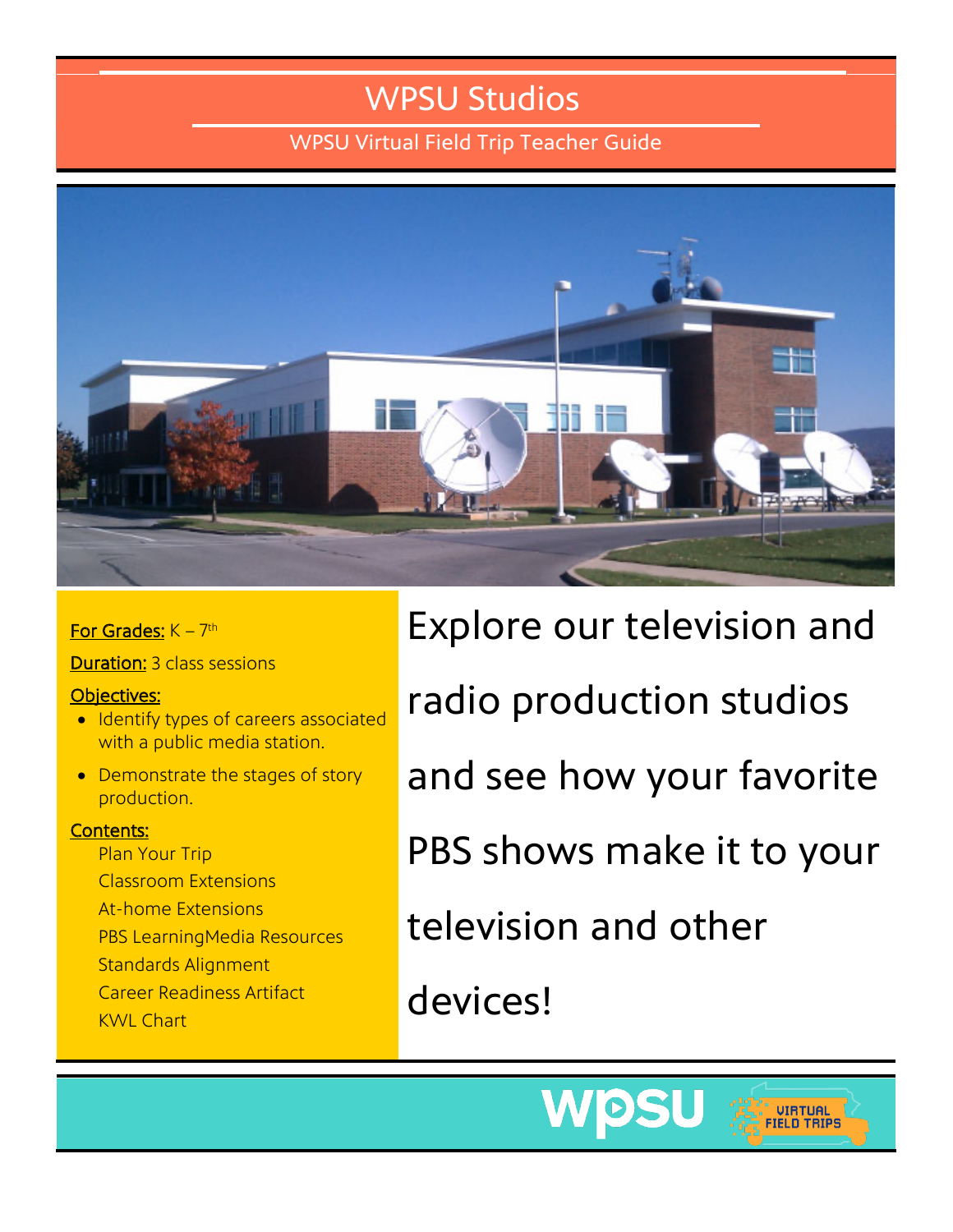# WPSU Studios

WPSU Virtual Field Trip Teacher Guide

**For Grades:** K – 7th

**Duration:** 3 class sessions

**Objectives:**

- Identify types of careers associated with a public media station.
- Demonstrate the stages of story production.

**Contents:**

- Plan Your Trip
- Classroom Extensions
- At-home Extensions
- PBS LearningMedia Resources
- Standards Alignment
- Career Readiness Artifact
- KWL Chart

Explore our television and radio production studios and see how your favorite PBS shows make it to your television and other devices!

WPSU VIRTUAL FIELD TRIPS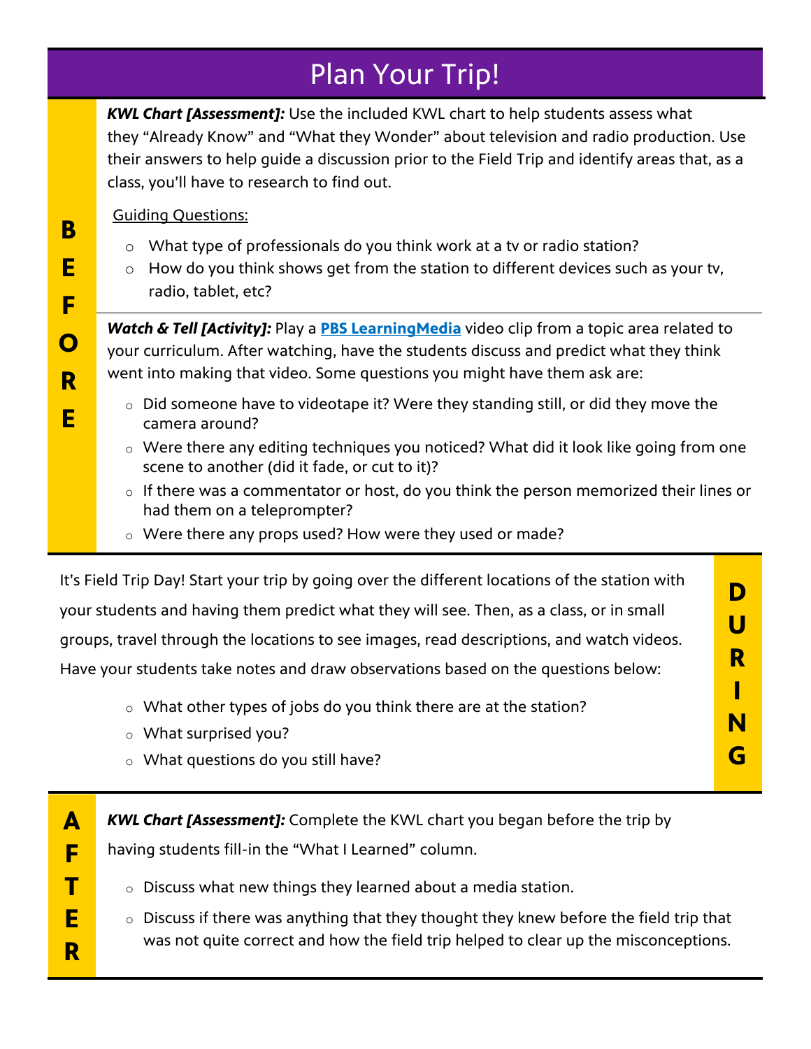# Plan Your Trip!

## BEFORE

***KWL Chart [Assessment]:*** Use the included KWL chart to help students assess what they "Already Know" and "What they Wonder" about television and radio production. Use their answers to help guide a discussion prior to the Field Trip and identify areas that, as a class, you'll have to research to find out.

Guiding Questions:

- What type of professionals do you think work at a tv or radio station?
- How do you think shows get from the station to different devices such as your tv, radio, tablet, etc?

***Watch & Tell [Activity]:*** Play a **PBS LearningMedia** video clip from a topic area related to your curriculum. After watching, have the students discuss and predict what they think went into making that video. Some questions you might have them ask are:

- Did someone have to videotape it? Were they standing still, or did they move the camera around?
- Were there any editing techniques you noticed? What did it look like going from one scene to another (did it fade, or cut to it)?
- If there was a commentator or host, do you think the person memorized their lines or had them on a teleprompter?
- Were there any props used? How were they used or made?

## DURING

It's Field Trip Day! Start your trip by going over the different locations of the station with your students and having them predict what they will see. Then, as a class, or in small groups, travel through the locations to see images, read descriptions, and watch videos. Have your students take notes and draw observations based on the questions below:

- What other types of jobs do you think there are at the station?
- What surprised you?
- What questions do you still have?

## AFTER

***KWL Chart [Assessment]:*** Complete the KWL chart you began before the trip by having students fill-in the "What I Learned" column.

- Discuss what new things they learned about a media station.
- Discuss if there was anything that they thought they knew before the field trip that was not quite correct and how the field trip helped to clear up the misconceptions.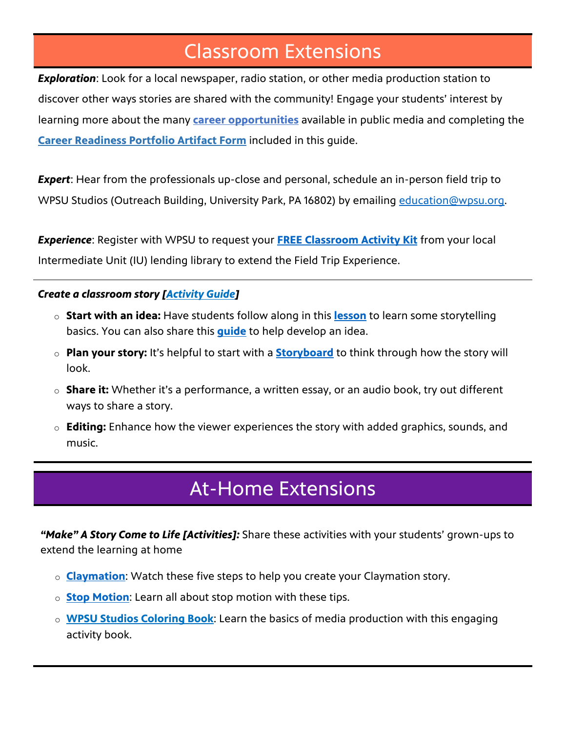## Classroom Extensions

***Exploration***: Look for a local newspaper, radio station, or other media production station to discover other ways stories are shared with the community! Engage your students' interest by learning more about the many **career opportunities** available in public media and completing the **Career Readiness Portfolio Artifact Form** included in this guide.

***Expert***: Hear from the professionals up-close and personal, schedule an in-person field trip to WPSU Studios (Outreach Building, University Park, PA 16802) by emailing education@wpsu.org.

***Experience***: Register with WPSU to request your **FREE Classroom Activity Kit** from your local Intermediate Unit (IU) lending library to extend the Field Trip Experience.

***Create a classroom story [Activity Guide]***

- **Start with an idea:** Have students follow along in this **lesson** to learn some storytelling basics. You can also share this **guide** to help develop an idea.
- **Plan your story:** It's helpful to start with a **Storyboard** to think through how the story will look.
- **Share it:** Whether it's a performance, a written essay, or an audio book, try out different ways to share a story.
- **Editing:** Enhance how the viewer experiences the story with added graphics, sounds, and music.

## At-Home Extensions

***"Make" A Story Come to Life [Activities]:*** Share these activities with your students' grown-ups to extend the learning at home

- **Claymation**: Watch these five steps to help you create your Claymation story.
- **Stop Motion**: Learn all about stop motion with these tips.
- **WPSU Studios Coloring Book**: Learn the basics of media production with this engaging activity book.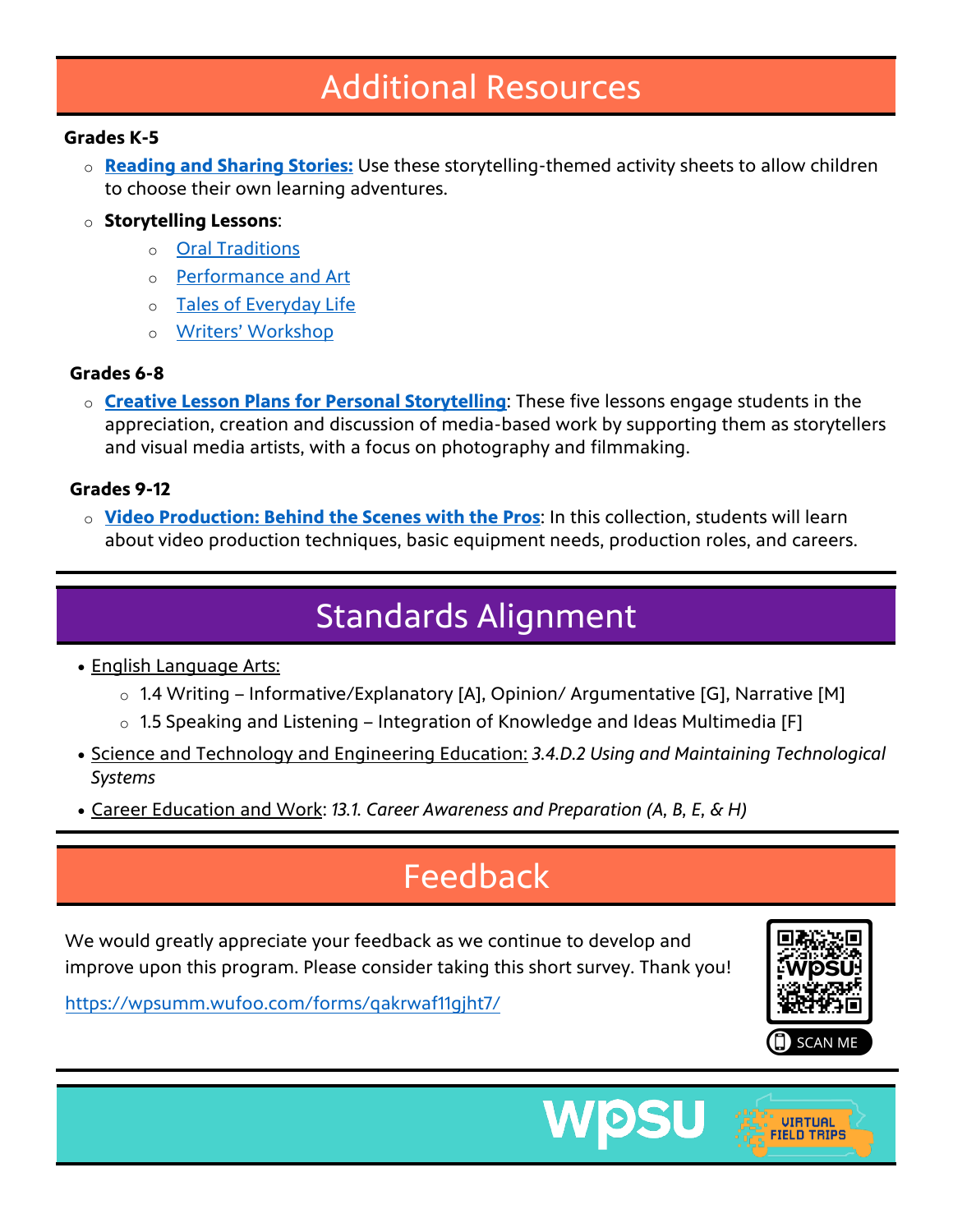## Additional Resources

**Grades K-5**

- **Reading and Sharing Stories:** Use these storytelling-themed activity sheets to allow children to choose their own learning adventures.
- **Storytelling Lessons**:
  - Oral Traditions
  - Performance and Art
  - Tales of Everyday Life
  - Writers' Workshop

**Grades 6-8**

- **Creative Lesson Plans for Personal Storytelling**: These five lessons engage students in the appreciation, creation and discussion of media-based work by supporting them as storytellers and visual media artists, with a focus on photography and filmmaking.

**Grades 9-12**

- **Video Production: Behind the Scenes with the Pros**: In this collection, students will learn about video production techniques, basic equipment needs, production roles, and careers.

## Standards Alignment

- English Language Arts:
  - 1.4 Writing – Informative/Explanatory [A], Opinion/ Argumentative [G], Narrative [M]
  - 1.5 Speaking and Listening – Integration of Knowledge and Ideas Multimedia [F]
- Science and Technology and Engineering Education: *3.4.D.2 Using and Maintaining Technological Systems*
- Career Education and Work: *13.1. Career Awareness and Preparation (A, B, E, & H)*

## Feedback

We would greatly appreciate your feedback as we continue to develop and improve upon this program. Please consider taking this short survey. Thank you!

https://wpsumm.wufoo.com/forms/qakrwaf11gjht7/

SCAN ME

WPSU VIRTUAL FIELD TRIPS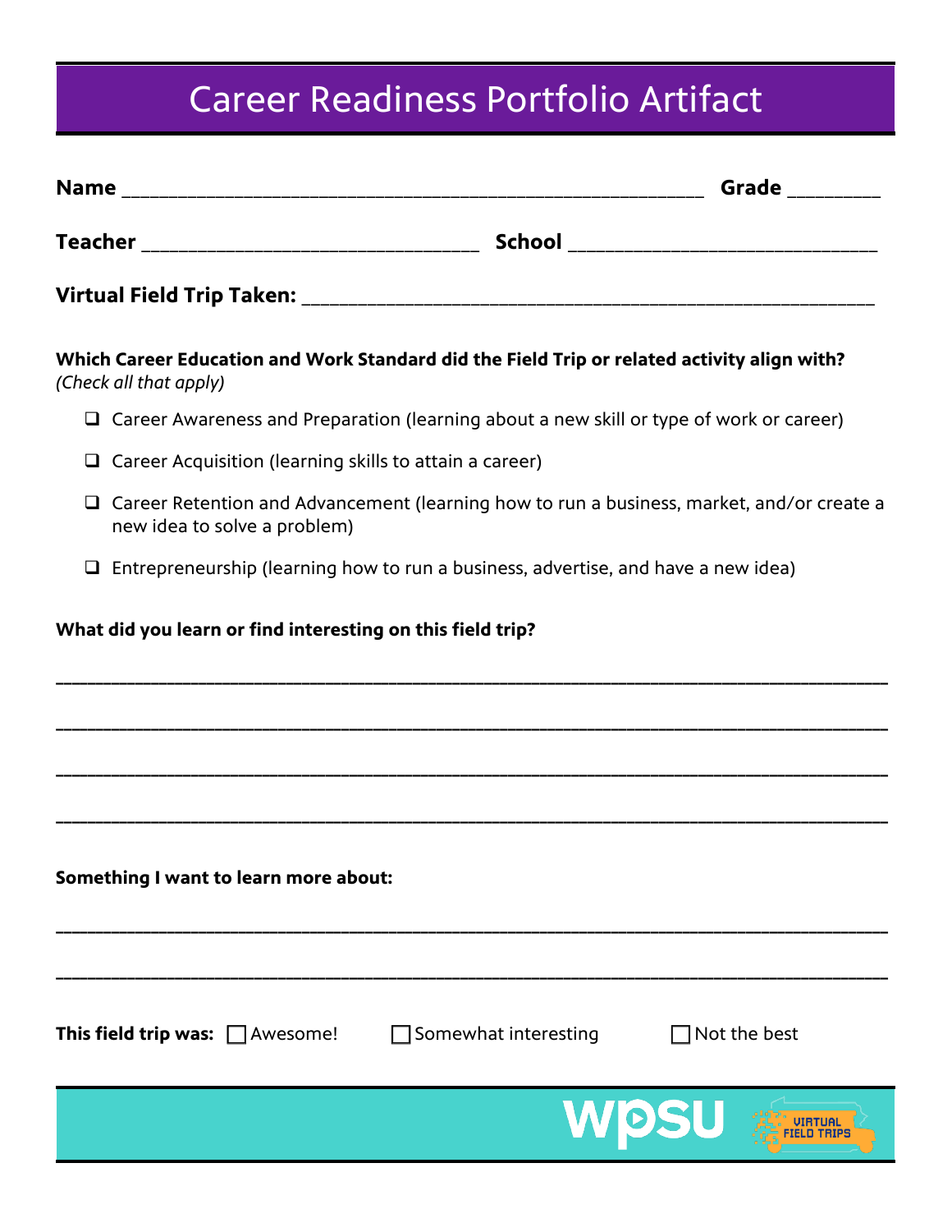# Career Readiness Portfolio Artifact

**Name** ________________________________________________ **Grade** ________

**Teacher** ____________________________ **School** __________________________

**Virtual Field Trip Taken:** ____________________________________________

**Which Career Education and Work Standard did the Field Trip or related activity align with?** *(Check all that apply)*

- ☐ Career Awareness and Preparation (learning about a new skill or type of work or career)
- ☐ Career Acquisition (learning skills to attain a career)
- ☐ Career Retention and Advancement (learning how to run a business, market, and/or create a new idea to solve a problem)
- ☐ Entrepreneurship (learning how to run a business, advertise, and have a new idea)

**What did you learn or find interesting on this field trip?**

_______________________________________________________________________

_______________________________________________________________________

_______________________________________________________________________

_______________________________________________________________________

**Something I want to learn more about:**

_______________________________________________________________________

_______________________________________________________________________

**This field trip was:** ☐ Awesome! ☐ Somewhat interesting ☐ Not the best

WPSU VIRTUAL FIELD TRIPS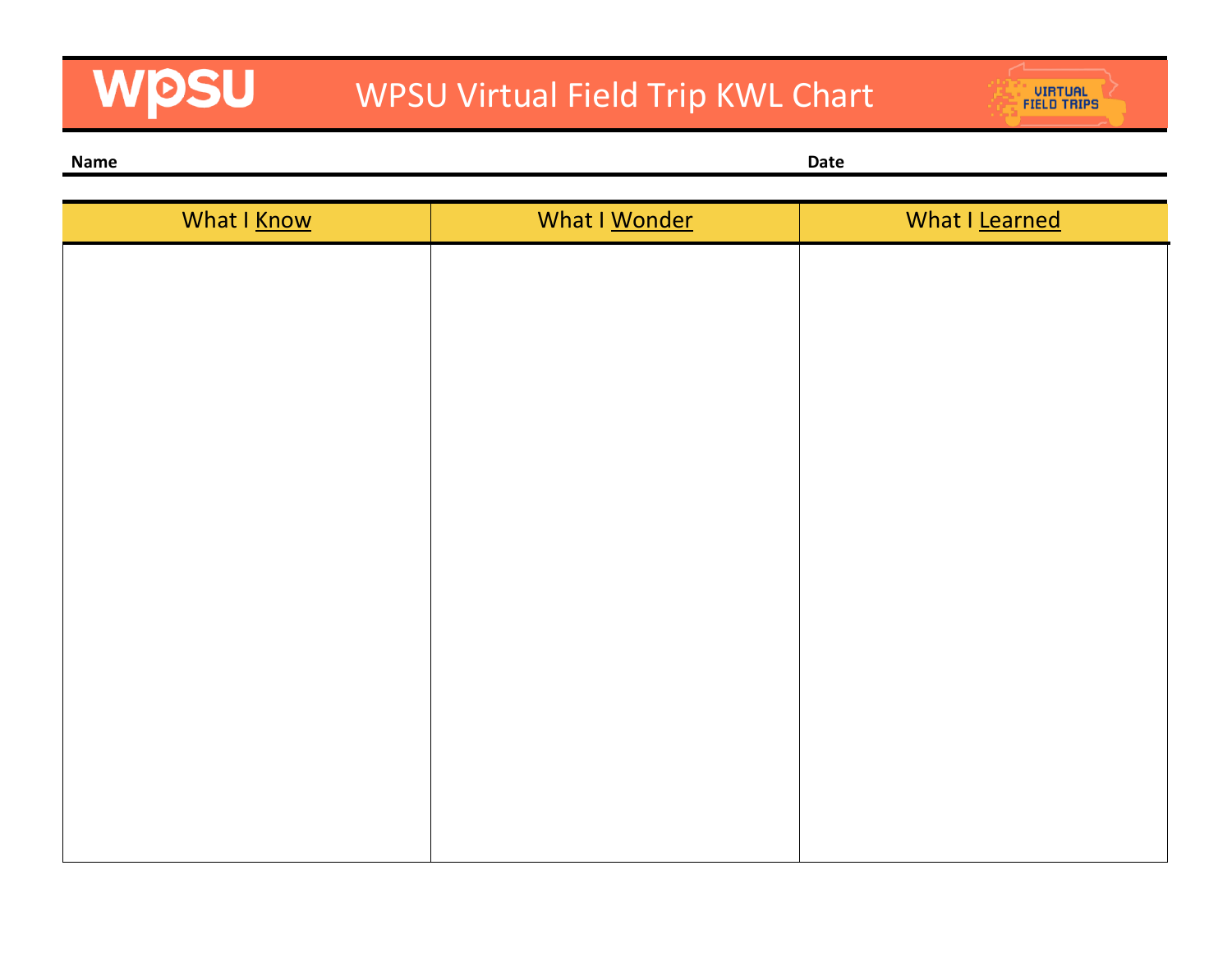# WPSU Virtual Field Trip KWL Chart

**Name** **Date**

| What I Know | What I Wonder | What I Learned |
| --- | --- | --- |
| | | |